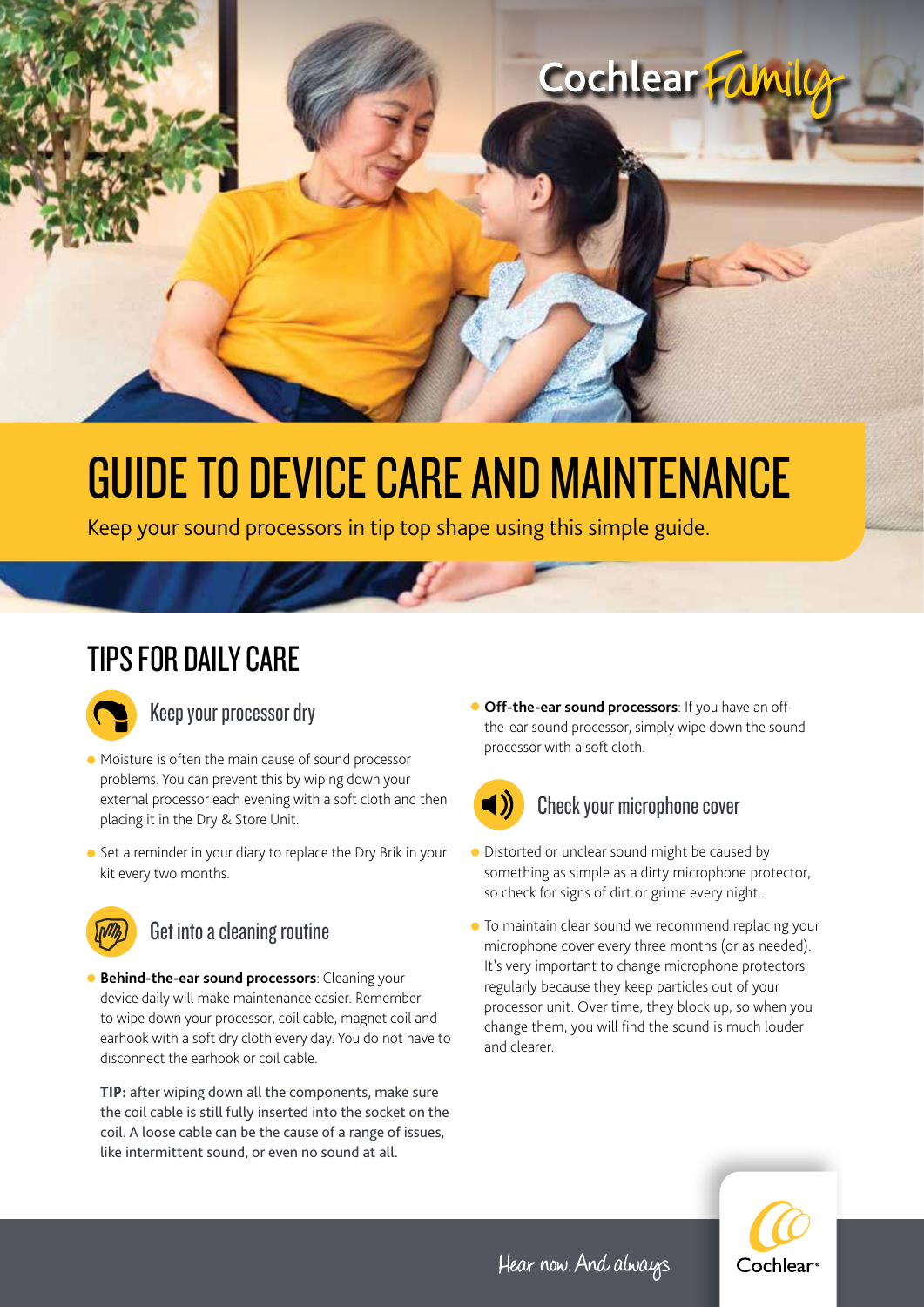Cochlear Family

# GUIDE TO DEVICE CARE AND MAINTENANCE

Keep your sound processors in tip top shape using this simple guide.

## TIPS FOR DAILY CARE

### Keep your processor dry

- Moisture is often the main cause of sound processor problems. You can prevent this by wiping down your external processor each evening with a soft cloth and then placing it in the Dry & Store Unit.
- Set a reminder in your diary to replace the Dry Brik in your kit every two months.

### Get into a cleaning routine

- **Behind-the-ear sound processors**: Cleaning your device daily will make maintenance easier. Remember to wipe down your processor, coil cable, magnet coil and earhook with a soft dry cloth every day. You do not have to disconnect the earhook or coil cable.

  **TIP:** after wiping down all the components, make sure the coil cable is still fully inserted into the socket on the coil. A loose cable can be the cause of a range of issues, like intermittent sound, or even no sound at all.

- **Off-the-ear sound processors**: If you have an off-the-ear sound processor, simply wipe down the sound processor with a soft cloth.

### Check your microphone cover

- Distorted or unclear sound might be caused by something as simple as a dirty microphone protector, so check for signs of dirt or grime every night.
- To maintain clear sound we recommend replacing your microphone cover every three months (or as needed). It's very important to change microphone protectors regularly because they keep particles out of your processor unit. Over time, they block up, so when you change them, you will find the sound is much louder and clearer.

Hear now. And always

Cochlear®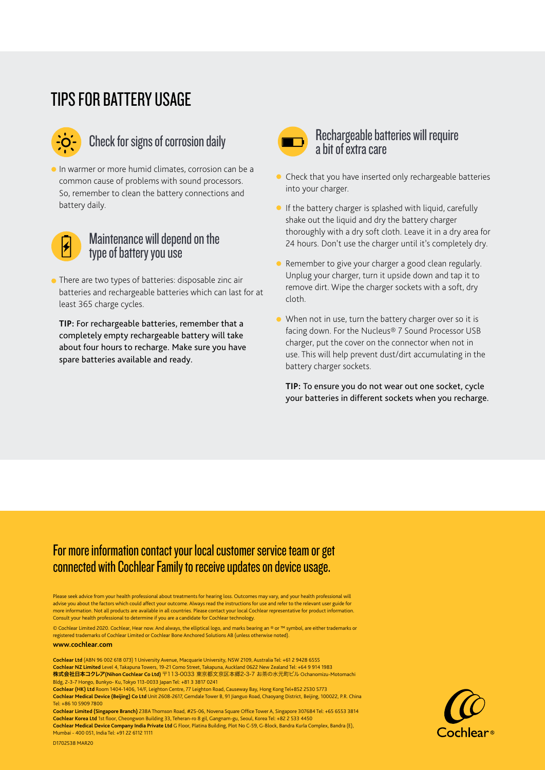# TIPS FOR BATTERY USAGE

## Check for signs of corrosion daily

- In warmer or more humid climates, corrosion can be a common cause of problems with sound processors. So, remember to clean the battery connections and battery daily.

## Maintenance will depend on the type of battery you use

- There are two types of batteries: disposable zinc air batteries and rechargeable batteries which can last for at least 365 charge cycles.

**TIP:** For rechargeable batteries, remember that a completely empty rechargeable battery will take about four hours to recharge. Make sure you have spare batteries available and ready.

## Rechargeable batteries will require a bit of extra care

- Check that you have inserted only rechargeable batteries into your charger.
- If the battery charger is splashed with liquid, carefully shake out the liquid and dry the battery charger thoroughly with a dry soft cloth. Leave it in a dry area for 24 hours. Don't use the charger until it's completely dry.
- Remember to give your charger a good clean regularly. Unplug your charger, turn it upside down and tap it to remove dirt. Wipe the charger sockets with a soft, dry cloth.
- When not in use, turn the battery charger over so it is facing down. For the Nucleus® 7 Sound Processor USB charger, put the cover on the connector when not in use. This will help prevent dust/dirt accumulating in the battery charger sockets.

**TIP:** To ensure you do not wear out one socket, cycle your batteries in different sockets when you recharge.

## For more information contact your local customer service team or get connected with Cochlear Family to receive updates on device usage.

Please seek advice from your health professional about treatments for hearing loss. Outcomes may vary, and your health professional will advise you about the factors which could affect your outcome. Always read the instructions for use and refer to the relevant user guide for more information. Not all products are available in all countries. Please contact your local Cochlear representative for product information. Consult your health professional to determine if you are a candidate for Cochlear technology.

© Cochlear Limited 2020. Cochlear, Hear now. And always, the elliptical logo, and marks bearing an ® or ™ symbol, are either trademarks or registered trademarks of Cochlear Limited or Cochlear Bone Anchored Solutions AB (unless otherwise noted).

**www.cochlear.com**

**Cochlear Ltd** (ABN 96 002 618 073) 1 University Avenue, Macquarie University, NSW 2109, Australia Tel: +61 2 9428 6555
**Cochlear NZ Limited** Level 4, Takapuna Towers, 19-21 Como Street, Takapuna, Auckland 0622 New Zealand Tel: +64 9 914 1983
**株式会社日本コクレア(Nihon Cochlear Co Ltd)** 〒113-0033 東京都文京区本郷2-3-7 お茶の水元町ビル Ochanomizu-Motomachi Bldg, 2-3-7 Hongo, Bunkyo- Ku, Tokyo 113-0033 Japan Tel: +81 3 3817 0241
**Cochlear (HK) Ltd** Room 1404-1406, 14/F, Leighton Centre, 77 Leighton Road, Causeway Bay, Hong Kong Tel:+852 2530 5773
**Cochlear Medical Device (Beijing) Co Ltd** Unit 2608-2617, Gemdale Tower B, 91 Jianguo Road, Chaoyang District, Beijing, 100022, P.R. China Tel: +86 10 5909 7800
**Cochlear Limited (Singapore Branch)** 238A Thomson Road, #25-06, Novena Square Office Tower A, Singapore 307684 Tel: +65 6553 3814
**Cochlear Korea Ltd** 1st floor, Cheongwon Building 33, Teheran-ro 8 gil, Gangnam-gu, Seoul, Korea Tel: +82 2 533 4450
**Cochlear Medical Device Company India Private Ltd** G Floor, Platina Building, Plot No C-59, G-Block, Bandra Kurla Complex, Bandra (E), Mumbai - 400 051, India Tel: +91 22 6112 1111

D1702538 MAR20

Cochlear®